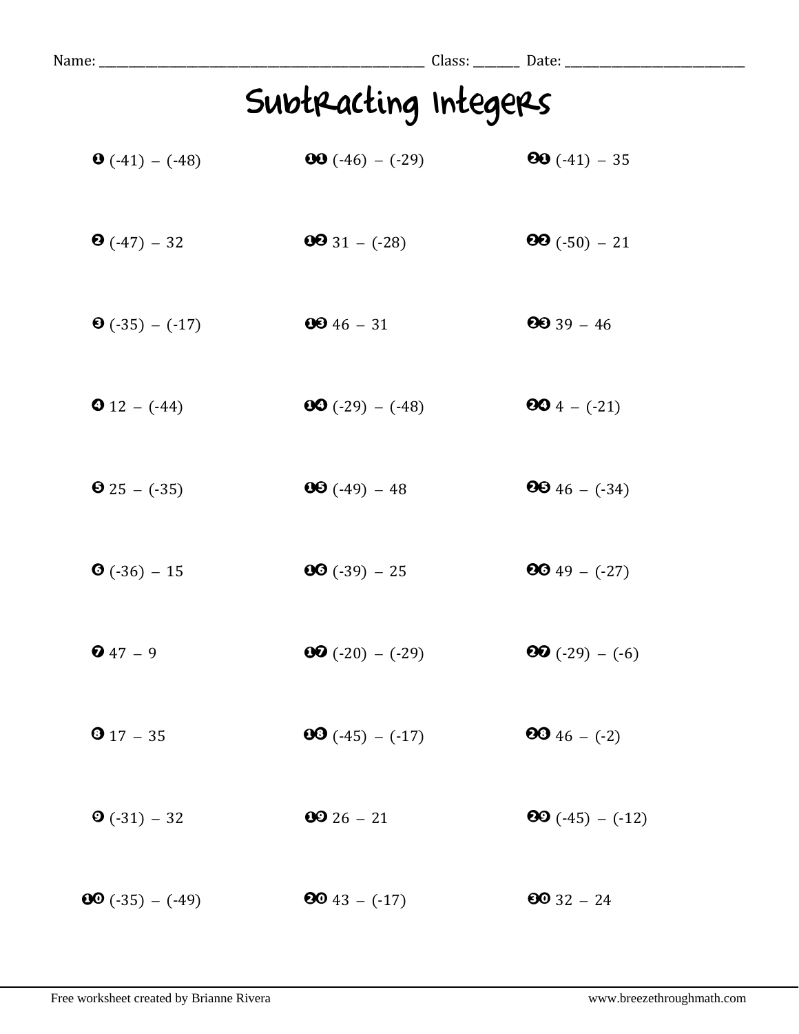Name: ______________________________ Class: _______ Date: ______________________

# Subtracting Integers

1. $(-41) - (-48)$
2. $(-47) - 32$
3. $(-35) - (-17)$
4. $12 - (-44)$
5. $25 - (-35)$
6. $(-36) - 15$
7. $47 - 9$
8. $17 - 35$
9. $(-31) - 32$
10. $(-35) - (-49)$
11. $(-46) - (-29)$
12. $31 - (-28)$
13. $46 - 31$
14. $(-29) - (-48)$
15. $(-49) - 48$
16. $(-39) - 25$
17. $(-20) - (-29)$
18. $(-45) - (-17)$
19. $26 - 21$
20. $43 - (-17)$
21. $(-41) - 35$
22. $(-50) - 21$
23. $39 - 46$
24. $4 - (-21)$
25. $46 - (-34)$
26. $49 - (-27)$
27. $(-29) - (-6)$
28. $46 - (-2)$
29. $(-45) - (-12)$
30. $32 - 24$

Free worksheet created by Brianne Rivera www.breezethroughmath.com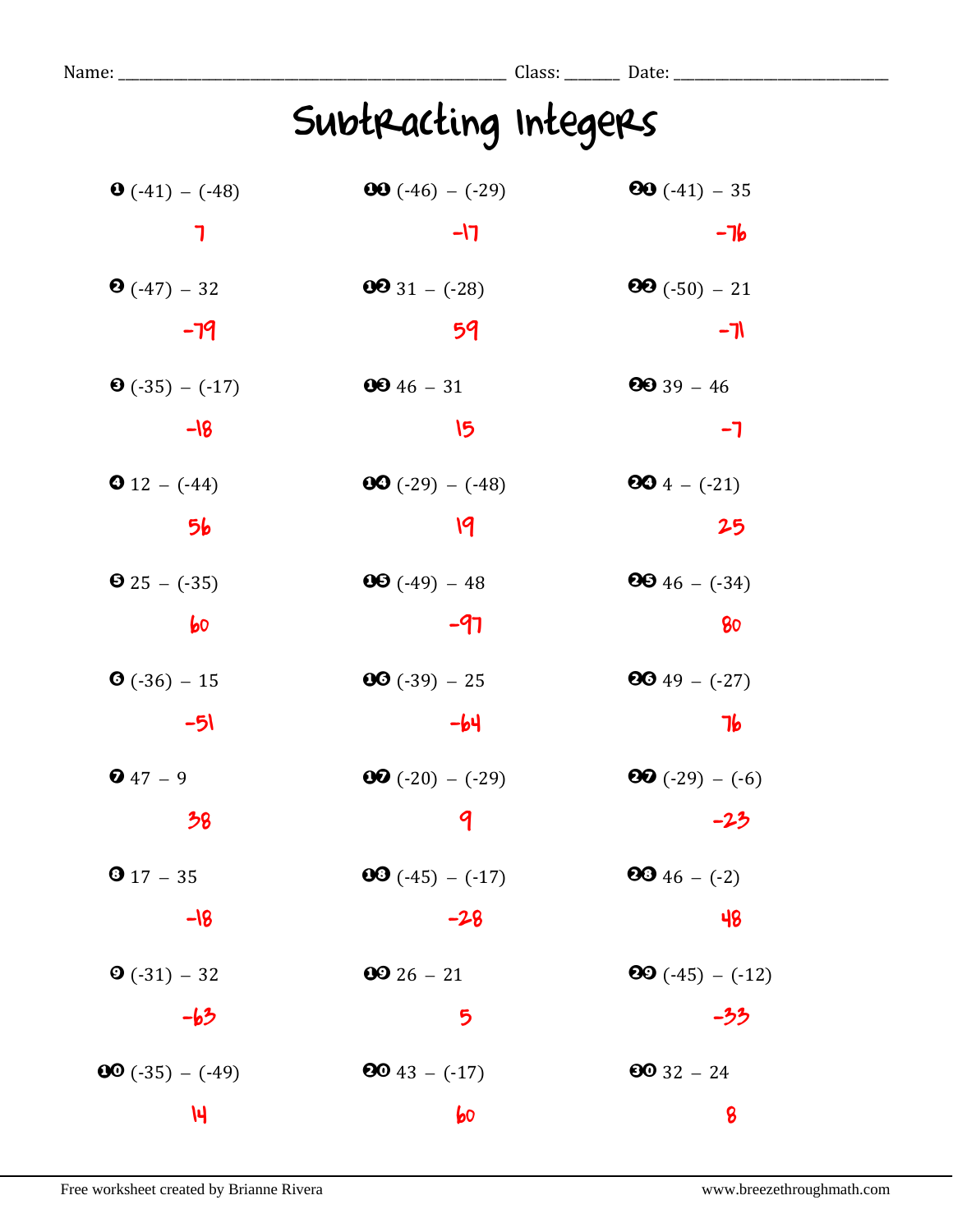Name: ________________________________ Class: _______ Date: ____________________

# Subtracting Integers

❶ (-41) – (-48)

7

❷ (-47) – 32

-79

❸ (-35) – (-17)

-18

❹ 12 – (-44)

56

❺ 25 – (-35)

60

❻ (-36) – 15

-51

❼ 47 – 9

38

❽ 17 – 35

-18

❾ (-31) – 32

-63

❿ (-35) – (-49)

14

⓫ (-46) – (-29)

-17

⓬ 31 – (-28)

59

⓭ 46 – 31

15

⓮ (-29) – (-48)

19

⓯ (-49) – 48

-97

⓰ (-39) – 25

-64

⓱ (-20) – (-29)

9

⓲ (-45) – (-17)

-28

⓳ 26 – 21

5

⓴ 43 – (-17)

60

㉑ (-41) – 35

-76

㉒ (-50) – 21

-71

㉓ 39 – 46

-7

㉔ 4 – (-21)

25

㉕ 46 – (-34)

80

㉖ 49 – (-27)

76

㉗ (-29) – (-6)

-23

㉘ 46 – (-2)

48

㉙ (-45) – (-12)

-33

㉚ 32 – 24

8

Free worksheet created by Brianne Rivera

www.breezethroughmath.com